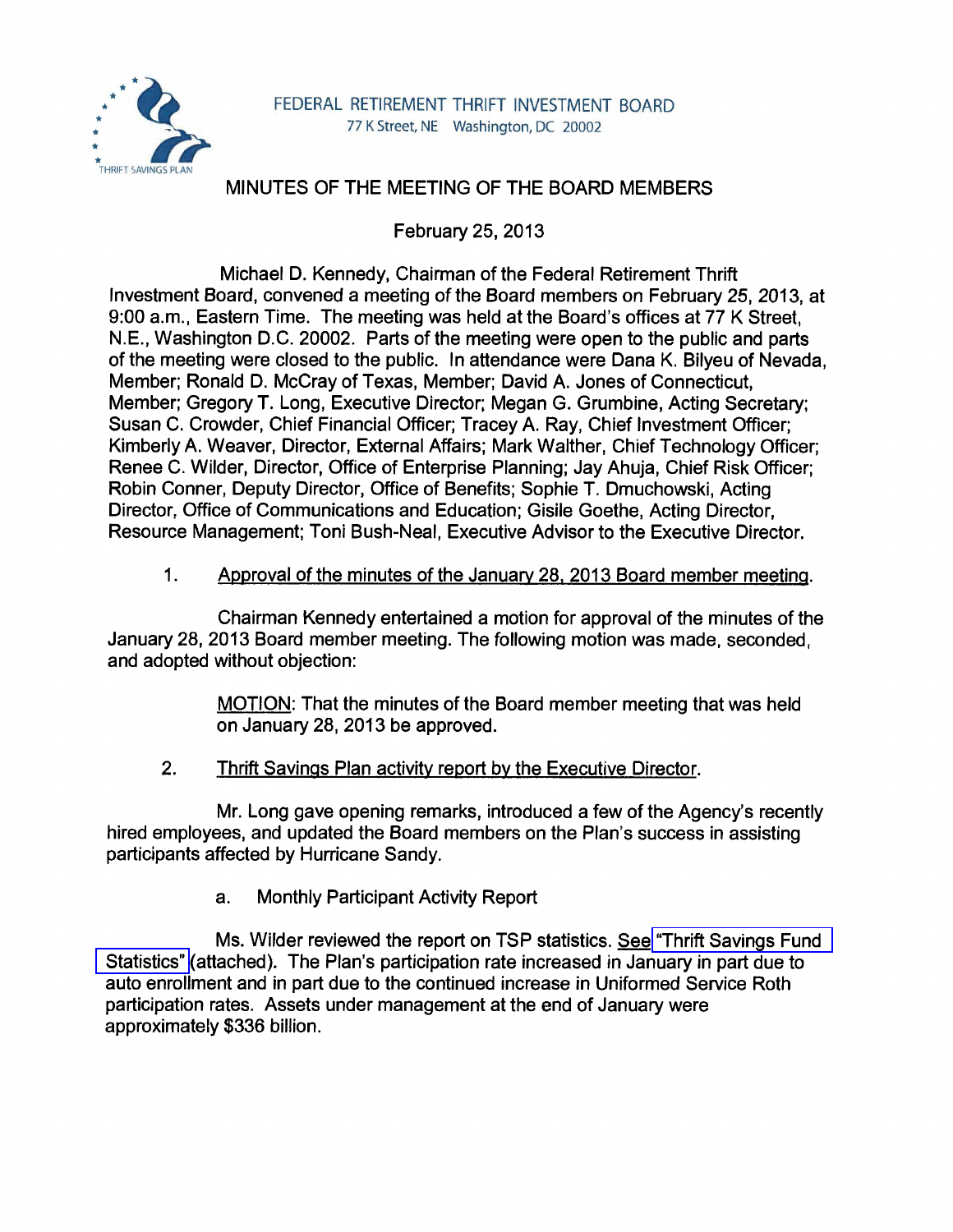FEDERAL RETIREMENT THRIFT INVESTMENT BOARD
77 K Street, NE Washington, DC 20002

# MINUTES OF THE MEETING OF THE BOARD MEMBERS

February 25, 2013

Michael D. Kennedy, Chairman of the Federal Retirement Thrift Investment Board, convened a meeting of the Board members on February 25, 2013, at 9:00 a.m., Eastern Time. The meeting was held at the Board's offices at 77 K Street, N.E., Washington D.C. 20002. Parts of the meeting were open to the public and parts of the meeting were closed to the public. In attendance were Dana K. Bilyeu of Nevada, Member; Ronald D. McCray of Texas, Member; David A. Jones of Connecticut, Member; Gregory T. Long, Executive Director; Megan G. Grumbine, Acting Secretary; Susan C. Crowder, Chief Financial Officer; Tracey A. Ray, Chief Investment Officer; Kimberly A. Weaver, Director, External Affairs; Mark Walther, Chief Technology Officer; Renee C. Wilder, Director, Office of Enterprise Planning; Jay Ahuja, Chief Risk Officer; Robin Conner, Deputy Director, Office of Benefits; Sophie T. Dmuchowski, Acting Director, Office of Communications and Education; Gisile Goethe, Acting Director, Resource Management; Toni Bush-Neal, Executive Advisor to the Executive Director.

1. Approval of the minutes of the January 28, 2013 Board member meeting.

Chairman Kennedy entertained a motion for approval of the minutes of the January 28, 2013 Board member meeting. The following motion was made, seconded, and adopted without objection:

> MOTION: That the minutes of the Board member meeting that was held on January 28, 2013 be approved.

2. Thrift Savings Plan activity report by the Executive Director.

Mr. Long gave opening remarks, introduced a few of the Agency's recently hired employees, and updated the Board members on the Plan's success in assisting participants affected by Hurricane Sandy.

a. Monthly Participant Activity Report

Ms. Wilder reviewed the report on TSP statistics. See "Thrift Savings Fund Statistics" (attached). The Plan's participation rate increased in January in part due to auto enrollment and in part due to the continued increase in Uniformed Service Roth participation rates. Assets under management at the end of January were approximately $336 billion.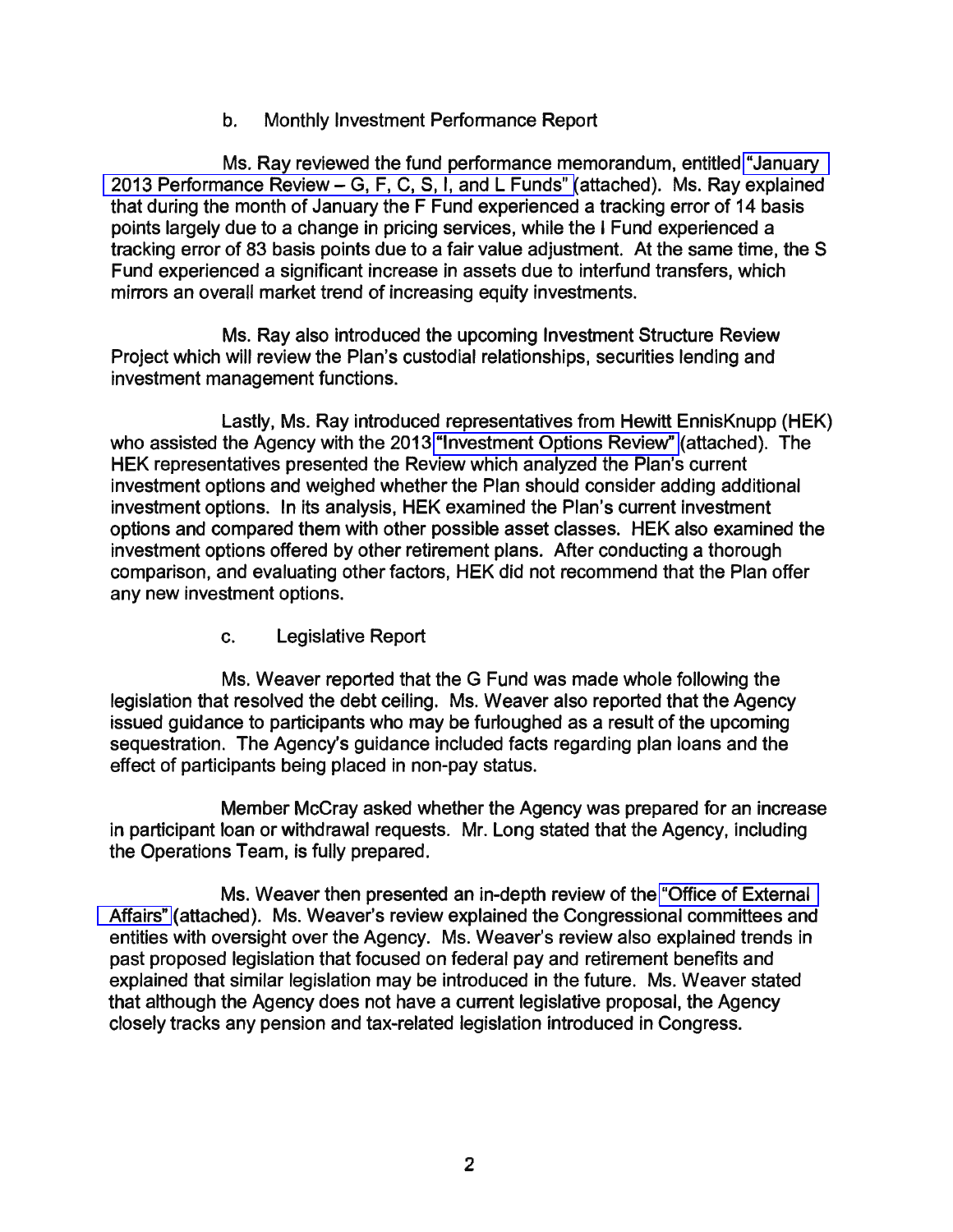b. Monthly Investment Performance Report

Ms. Ray reviewed the fund performance memorandum, entitled "January 2013 Performance Review – G, F, C, S, I, and L Funds" (attached). Ms. Ray explained that during the month of January the F Fund experienced a tracking error of 14 basis points largely due to a change in pricing services, while the I Fund experienced a tracking error of 83 basis points due to a fair value adjustment. At the same time, the S Fund experienced a significant increase in assets due to interfund transfers, which mirrors an overall market trend of increasing equity investments.

Ms. Ray also introduced the upcoming Investment Structure Review Project which will review the Plan's custodial relationships, securities lending and investment management functions.

Lastly, Ms. Ray introduced representatives from Hewitt EnnisKnupp (HEK) who assisted the Agency with the 2013 "Investment Options Review" (attached). The HEK representatives presented the Review which analyzed the Plan's current investment options and weighed whether the Plan should consider adding additional investment options. In its analysis, HEK examined the Plan's current investment options and compared them with other possible asset classes. HEK also examined the investment options offered by other retirement plans. After conducting a thorough comparison, and evaluating other factors, HEK did not recommend that the Plan offer any new investment options.

c. Legislative Report

Ms. Weaver reported that the G Fund was made whole following the legislation that resolved the debt ceiling. Ms. Weaver also reported that the Agency issued guidance to participants who may be furloughed as a result of the upcoming sequestration. The Agency's guidance included facts regarding plan loans and the effect of participants being placed in non-pay status.

Member McCray asked whether the Agency was prepared for an increase in participant loan or withdrawal requests. Mr. Long stated that the Agency, including the Operations Team, is fully prepared.

Ms. Weaver then presented an in-depth review of the "Office of External Affairs" (attached). Ms. Weaver's review explained the Congressional committees and entities with oversight over the Agency. Ms. Weaver's review also explained trends in past proposed legislation that focused on federal pay and retirement benefits and explained that similar legislation may be introduced in the future. Ms. Weaver stated that although the Agency does not have a current legislative proposal, the Agency closely tracks any pension and tax-related legislation introduced in Congress.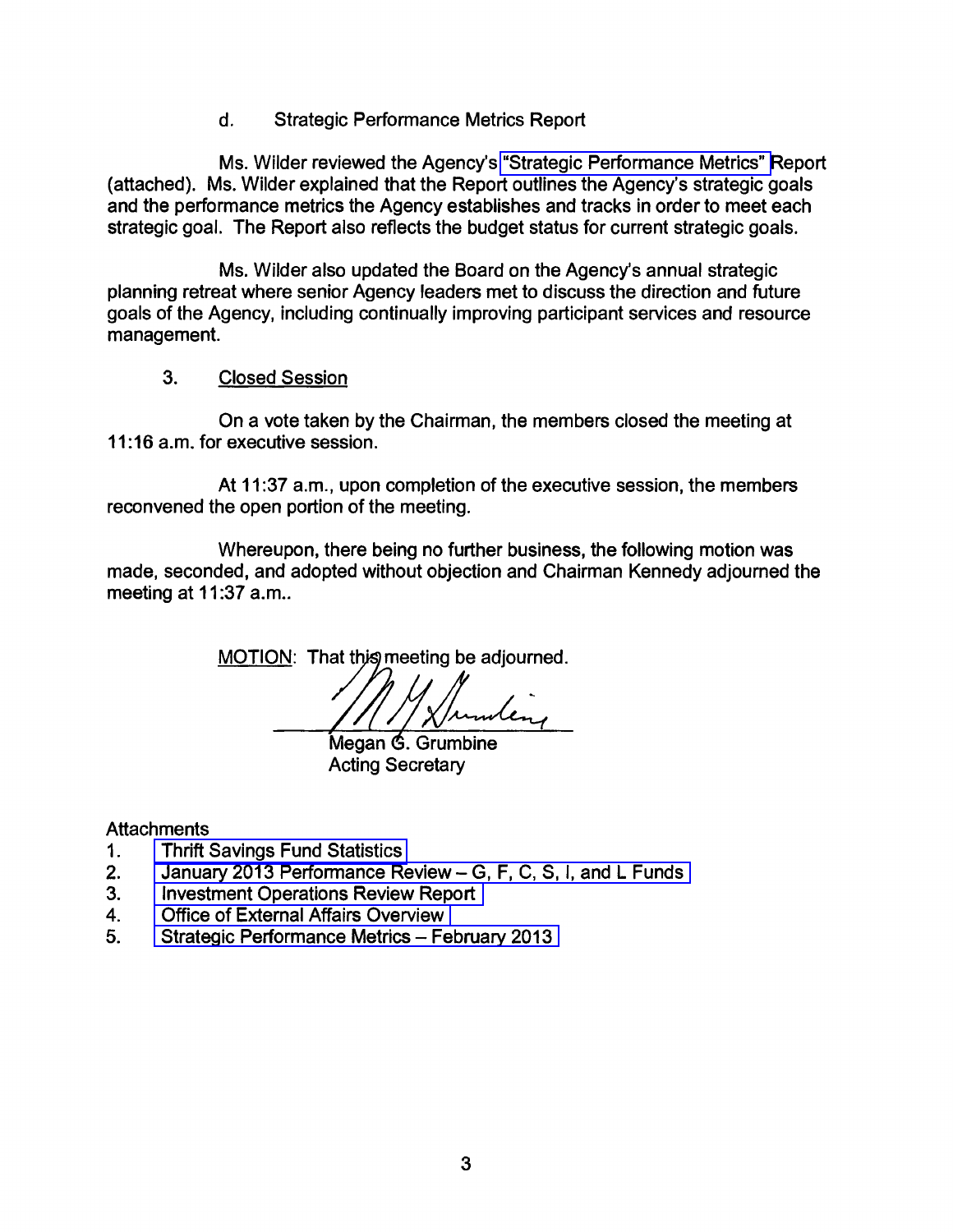d. Strategic Performance Metrics Report

Ms. Wilder reviewed the Agency's "Strategic Performance Metrics" Report (attached). Ms. Wilder explained that the Report outlines the Agency's strategic goals and the performance metrics the Agency establishes and tracks in order to meet each strategic goal. The Report also reflects the budget status for current strategic goals.

Ms. Wilder also updated the Board on the Agency's annual strategic planning retreat where senior Agency leaders met to discuss the direction and future goals of the Agency, including continually improving participant services and resource management.

3. Closed Session

On a vote taken by the Chairman, the members closed the meeting at 11:16 a.m. for executive session.

At 11:37 a.m., upon completion of the executive session, the members reconvened the open portion of the meeting.

Whereupon, there being no further business, the following motion was made, seconded, and adopted without objection and Chairman Kennedy adjourned the meeting at 11:37 a.m..

MOTION: That this meeting be adjourned.

Megan G. Grumbine
Acting Secretary

Attachments

1. Thrift Savings Fund Statistics
2. January 2013 Performance Review – G, F, C, S, I, and L Funds
3. Investment Operations Review Report
4. Office of External Affairs Overview
5. Strategic Performance Metrics – February 2013